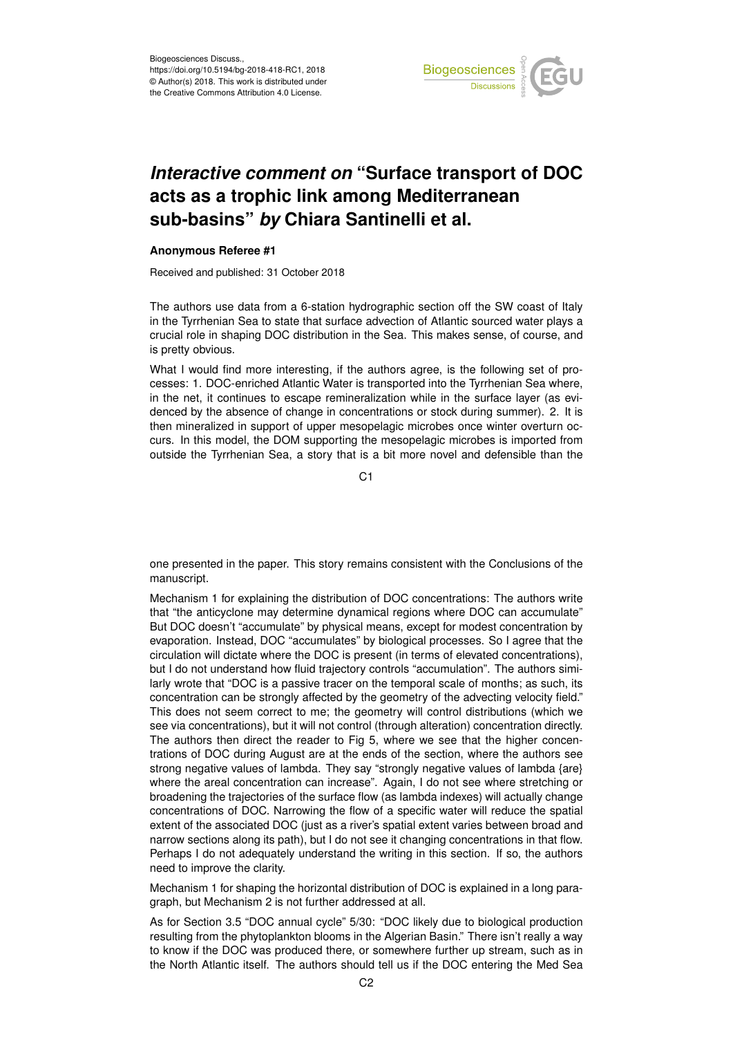# *Interactive comment on* "Surface transport of DOC acts as a trophic link among Mediterranean sub-basins" *by* Chiara Santinelli et al.

**Anonymous Referee #1**

Received and published: 31 October 2018

The authors use data from a 6-station hydrographic section off the SW coast of Italy in the Tyrrhenian Sea to state that surface advection of Atlantic sourced water plays a crucial role in shaping DOC distribution in the Sea. This makes sense, of course, and is pretty obvious.

What I would find more interesting, if the authors agree, is the following set of processes: 1. DOC-enriched Atlantic Water is transported into the Tyrrhenian Sea where, in the net, it continues to escape remineralization while in the surface layer (as evidenced by the absence of change in concentrations or stock during summer). 2. It is then mineralized in support of upper mesopelagic microbes once winter overturn occurs. In this model, the DOM supporting the mesopelagic microbes is imported from outside the Tyrrhenian Sea, a story that is a bit more novel and defensible than the one presented in the paper. This story remains consistent with the Conclusions of the manuscript.

Mechanism 1 for explaining the distribution of DOC concentrations: The authors write that "the anticyclone may determine dynamical regions where DOC can accumulate" But DOC doesn't "accumulate" by physical means, except for modest concentration by evaporation. Instead, DOC "accumulates" by biological processes. So I agree that the circulation will dictate where the DOC is present (in terms of elevated concentrations), but I do not understand how fluid trajectory controls "accumulation". The authors similarly wrote that "DOC is a passive tracer on the temporal scale of months; as such, its concentration can be strongly affected by the geometry of the advecting velocity field." This does not seem correct to me; the geometry will control distributions (which we see via concentrations), but it will not control (through alteration) concentration directly. The authors then direct the reader to Fig 5, where we see that the higher concentrations of DOC during August are at the ends of the section, where the authors see strong negative values of lambda. They say "strongly negative values of lambda {are} where the areal concentration can increase". Again, I do not see where stretching or broadening the trajectories of the surface flow (as lambda indexes) will actually change concentrations of DOC. Narrowing the flow of a specific water will reduce the spatial extent of the associated DOC (just as a river's spatial extent varies between broad and narrow sections along its path), but I do not see it changing concentrations in that flow. Perhaps I do not adequately understand the writing in this section. If so, the authors need to improve the clarity.

Mechanism 1 for shaping the horizontal distribution of DOC is explained in a long paragraph, but Mechanism 2 is not further addressed at all.

As for Section 3.5 "DOC annual cycle" 5/30: "DOC likely due to biological production resulting from the phytoplankton blooms in the Algerian Basin." There isn't really a way to know if the DOC was produced there, or somewhere further up stream, such as in the North Atlantic itself. The authors should tell us if the DOC entering the Med Sea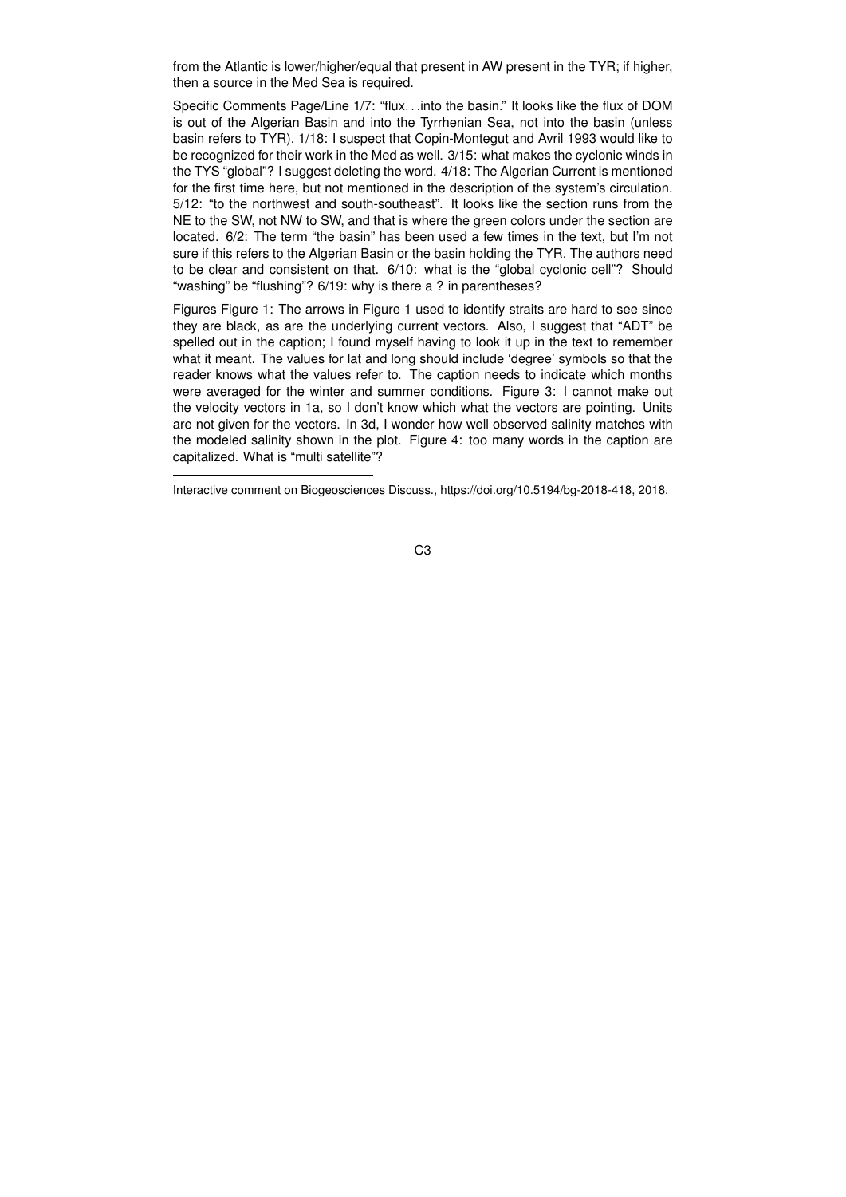from the Atlantic is lower/higher/equal that present in AW present in the TYR; if higher, then a source in the Med Sea is required.

Specific Comments Page/Line 1/7: "flux. . .into the basin." It looks like the flux of DOM is out of the Algerian Basin and into the Tyrrhenian Sea, not into the basin (unless basin refers to TYR). 1/18: I suspect that Copin-Montegut and Avril 1993 would like to be recognized for their work in the Med as well. 3/15: what makes the cyclonic winds in the TYS "global"? I suggest deleting the word. 4/18: The Algerian Current is mentioned for the first time here, but not mentioned in the description of the system's circulation. 5/12: "to the northwest and south-southeast". It looks like the section runs from the NE to the SW, not NW to SW, and that is where the green colors under the section are located. 6/2: The term "the basin" has been used a few times in the text, but I'm not sure if this refers to the Algerian Basin or the basin holding the TYR. The authors need to be clear and consistent on that. 6/10: what is the "global cyclonic cell"? Should "washing" be "flushing"? 6/19: why is there a ? in parentheses?

Figures Figure 1: The arrows in Figure 1 used to identify straits are hard to see since they are black, as are the underlying current vectors. Also, I suggest that "ADT" be spelled out in the caption; I found myself having to look it up in the text to remember what it meant. The values for lat and long should include 'degree' symbols so that the reader knows what the values refer to. The caption needs to indicate which months were averaged for the winter and summer conditions. Figure 3: I cannot make out the velocity vectors in 1a, so I don't know which what the vectors are pointing. Units are not given for the vectors. In 3d, I wonder how well observed salinity matches with the modeled salinity shown in the plot. Figure 4: too many words in the caption are capitalized. What is "multi satellite"?

---

Interactive comment on Biogeosciences Discuss., https://doi.org/10.5194/bg-2018-418, 2018.